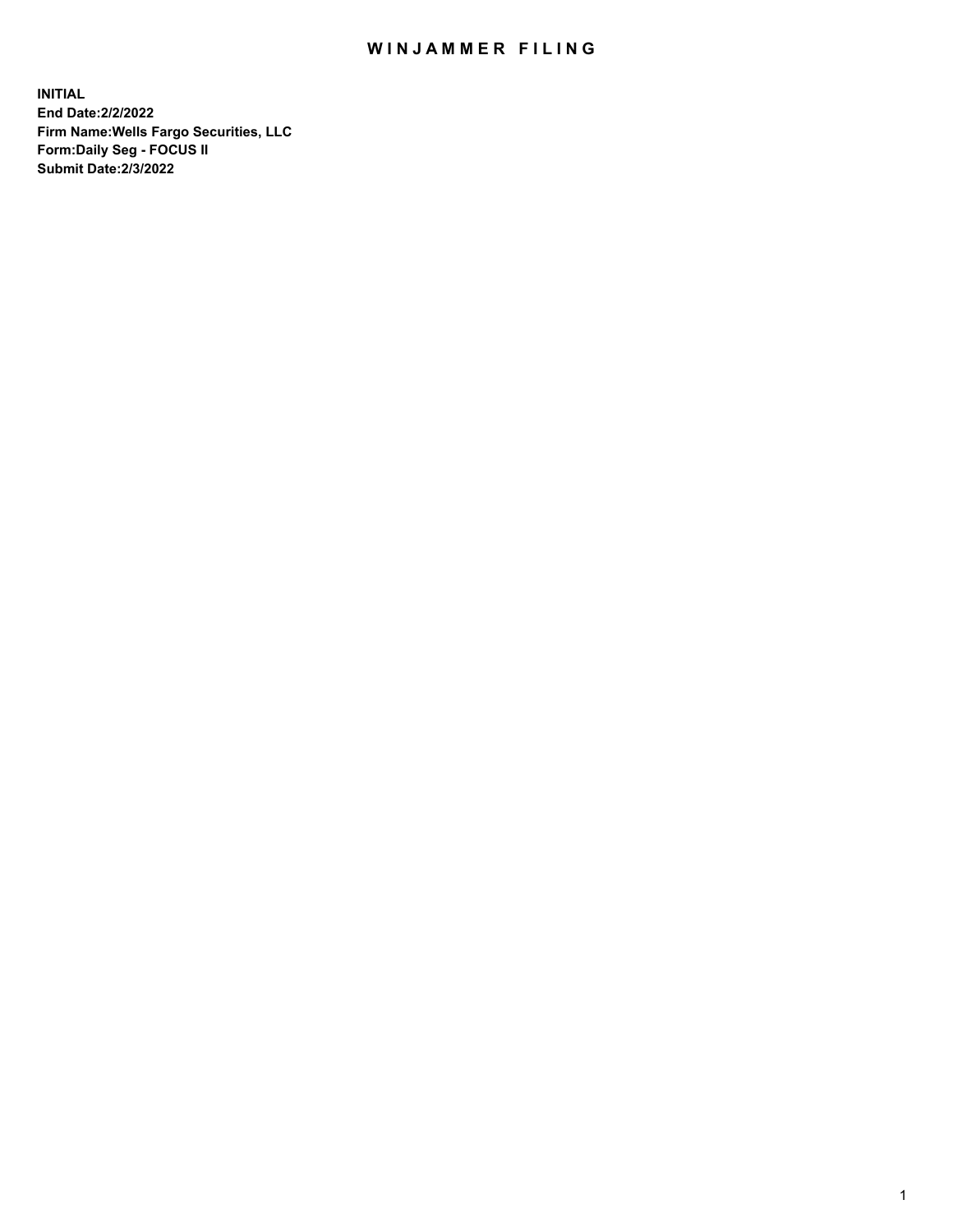# WINJAMMER FILING

**INITIAL**
**End Date:2/2/2022**
**Firm Name:Wells Fargo Securities, LLC**
**Form:Daily Seg - FOCUS II**
**Submit Date:2/3/2022**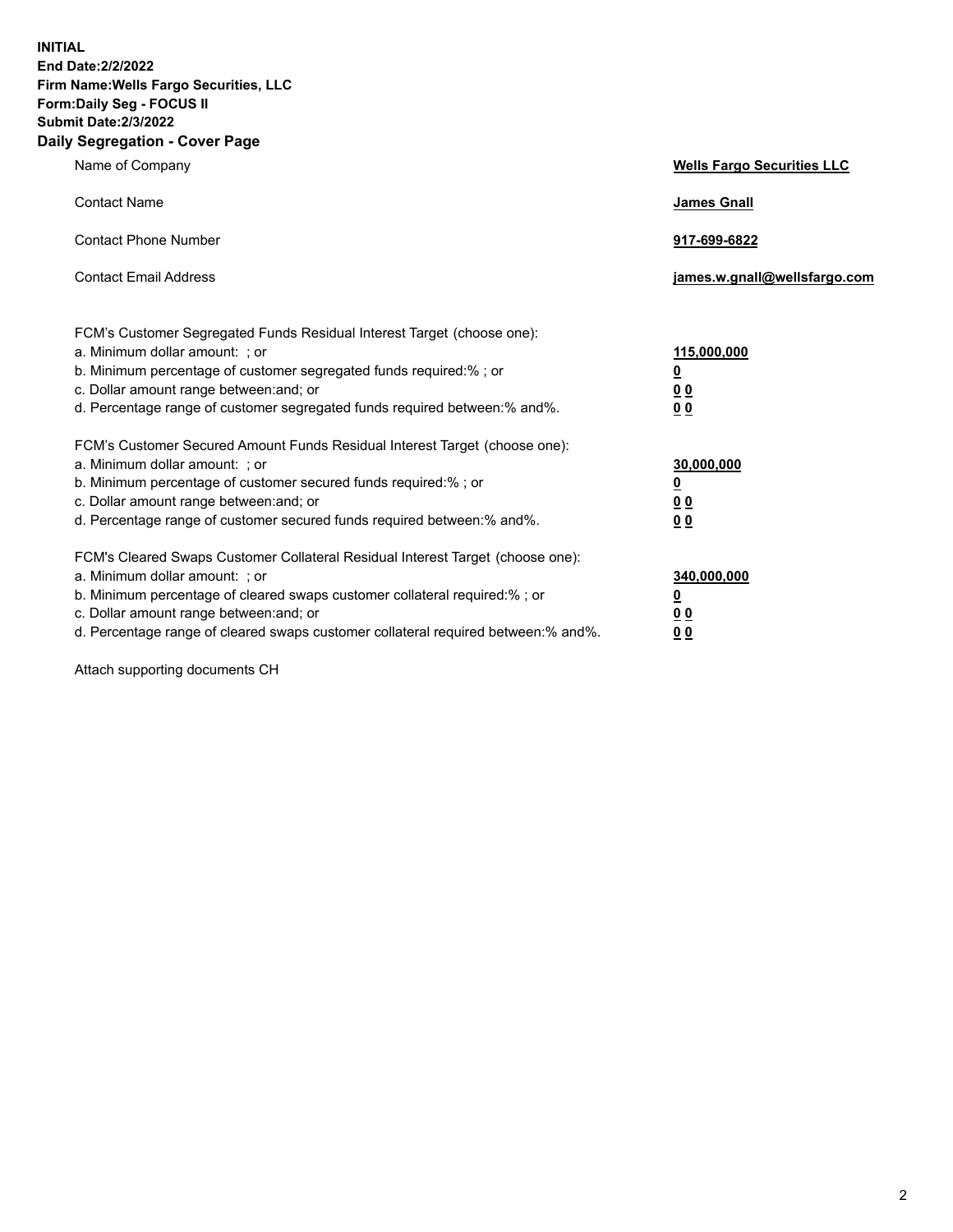**INITIAL**
**End Date:2/2/2022**
**Firm Name:Wells Fargo Securities, LLC**
**Form:Daily Seg - FOCUS II**
**Submit Date:2/3/2022**

## Daily Segregation - Cover Page

| | |
|---|---|
| Name of Company | **Wells Fargo Securities LLC** |
| Contact Name | **James Gnall** |
| Contact Phone Number | **917-699-6822** |
| Contact Email Address | **james.w.gnall@wellsfargo.com** |

| | |
|---|---|
| FCM's Customer Segregated Funds Residual Interest Target (choose one): | |
| a. Minimum dollar amount: ; or | **115,000,000** |
| b. Minimum percentage of customer segregated funds required:% ; or | **0** |
| c. Dollar amount range between:and; or | **0 0** |
| d. Percentage range of customer segregated funds required between:% and%. | **0 0** |
| FCM's Customer Secured Amount Funds Residual Interest Target (choose one): | |
| a. Minimum dollar amount: ; or | **30,000,000** |
| b. Minimum percentage of customer secured funds required:% ; or | **0** |
| c. Dollar amount range between:and; or | **0 0** |
| d. Percentage range of customer secured funds required between:% and%. | **0 0** |
| FCM's Cleared Swaps Customer Collateral Residual Interest Target (choose one): | |
| a. Minimum dollar amount: ; or | **340,000,000** |
| b. Minimum percentage of cleared swaps customer collateral required:% ; or | **0** |
| c. Dollar amount range between:and; or | **0 0** |
| d. Percentage range of cleared swaps customer collateral required between:% and%. | **0 0** |

Attach supporting documents CH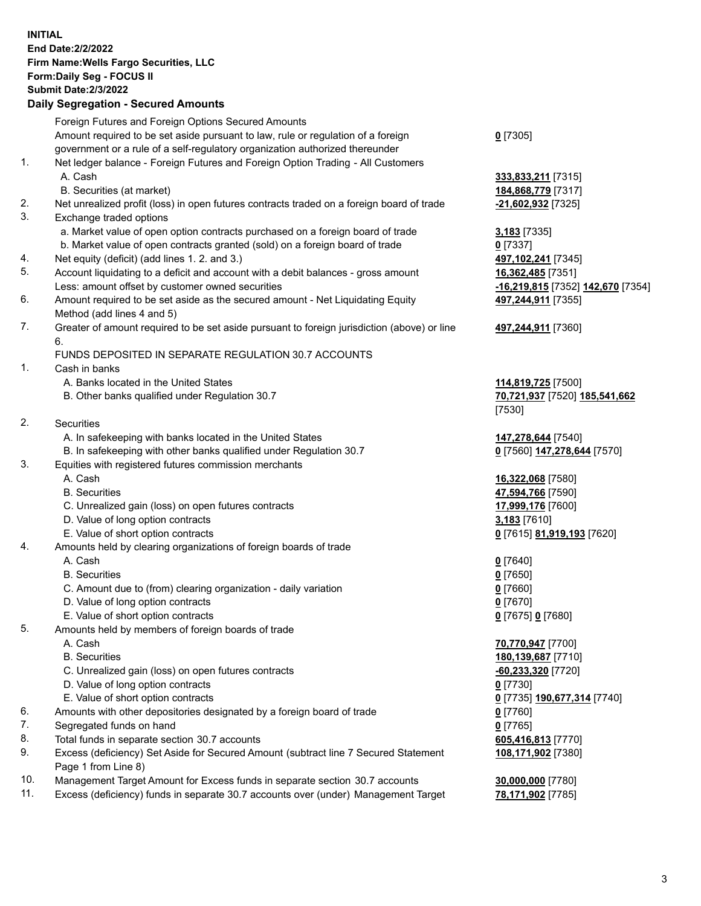**INITIAL**
**End Date:2/2/2022**
**Firm Name:Wells Fargo Securities, LLC**
**Form:Daily Seg - FOCUS II**
**Submit Date:2/3/2022**

## Daily Segregation - Secured Amounts

| | | |
|---|---|---|
| | Foreign Futures and Foreign Options Secured Amounts | |
| | Amount required to be set aside pursuant to law, rule or regulation of a foreign government or a rule of a self-regulatory organization authorized thereunder | **0** [7305] |
| 1. | Net ledger balance - Foreign Futures and Foreign Option Trading - All Customers | |
| | A. Cash | **333,833,211** [7315] |
| | B. Securities (at market) | **184,868,779** [7317] |
| 2. | Net unrealized profit (loss) in open futures contracts traded on a foreign board of trade | **-21,602,932** [7325] |
| 3. | Exchange traded options | |
| | a. Market value of open option contracts purchased on a foreign board of trade | **3,183** [7335] |
| | b. Market value of open contracts granted (sold) on a foreign board of trade | **0** [7337] |
| 4. | Net equity (deficit) (add lines 1. 2. and 3.) | **497,102,241** [7345] |
| 5. | Account liquidating to a deficit and account with a debit balances - gross amount | **16,362,485** [7351] |
| | Less: amount offset by customer owned securities | **-16,219,815** [7352] **142,670** [7354] |
| 6. | Amount required to be set aside as the secured amount - Net Liquidating Equity Method (add lines 4 and 5) | **497,244,911** [7355] |
| 7. | Greater of amount required to be set aside pursuant to foreign jurisdiction (above) or line 6. | **497,244,911** [7360] |
| | FUNDS DEPOSITED IN SEPARATE REGULATION 30.7 ACCOUNTS | |
| 1. | Cash in banks | |
| | A. Banks located in the United States | **114,819,725** [7500] |
| | B. Other banks qualified under Regulation 30.7 | **70,721,937** [7520] **185,541,662** [7530] |
| 2. | Securities | |
| | A. In safekeeping with banks located in the United States | **147,278,644** [7540] |
| | B. In safekeeping with other banks qualified under Regulation 30.7 | **0** [7560] **147,278,644** [7570] |
| 3. | Equities with registered futures commission merchants | |
| | A. Cash | **16,322,068** [7580] |
| | B. Securities | **47,594,766** [7590] |
| | C. Unrealized gain (loss) on open futures contracts | **17,999,176** [7600] |
| | D. Value of long option contracts | **3,183** [7610] |
| | E. Value of short option contracts | **0** [7615] **81,919,193** [7620] |
| 4. | Amounts held by clearing organizations of foreign boards of trade | |
| | A. Cash | **0** [7640] |
| | B. Securities | **0** [7650] |
| | C. Amount due to (from) clearing organization - daily variation | **0** [7660] |
| | D. Value of long option contracts | **0** [7670] |
| | E. Value of short option contracts | **0** [7675] **0** [7680] |
| 5. | Amounts held by members of foreign boards of trade | |
| | A. Cash | **70,770,947** [7700] |
| | B. Securities | **180,139,687** [7710] |
| | C. Unrealized gain (loss) on open futures contracts | **-60,233,320** [7720] |
| | D. Value of long option contracts | **0** [7730] |
| | E. Value of short option contracts | **0** [7735] **190,677,314** [7740] |
| 6. | Amounts with other depositories designated by a foreign board of trade | **0** [7760] |
| 7. | Segregated funds on hand | **0** [7765] |
| 8. | Total funds in separate section 30.7 accounts | **605,416,813** [7770] |
| 9. | Excess (deficiency) Set Aside for Secured Amount (subtract line 7 Secured Statement Page 1 from Line 8) | **108,171,902** [7380] |
| 10. | Management Target Amount for Excess funds in separate section 30.7 accounts | **30,000,000** [7780] |
| 11. | Excess (deficiency) funds in separate 30.7 accounts over (under) Management Target | **78,171,902** [7785] |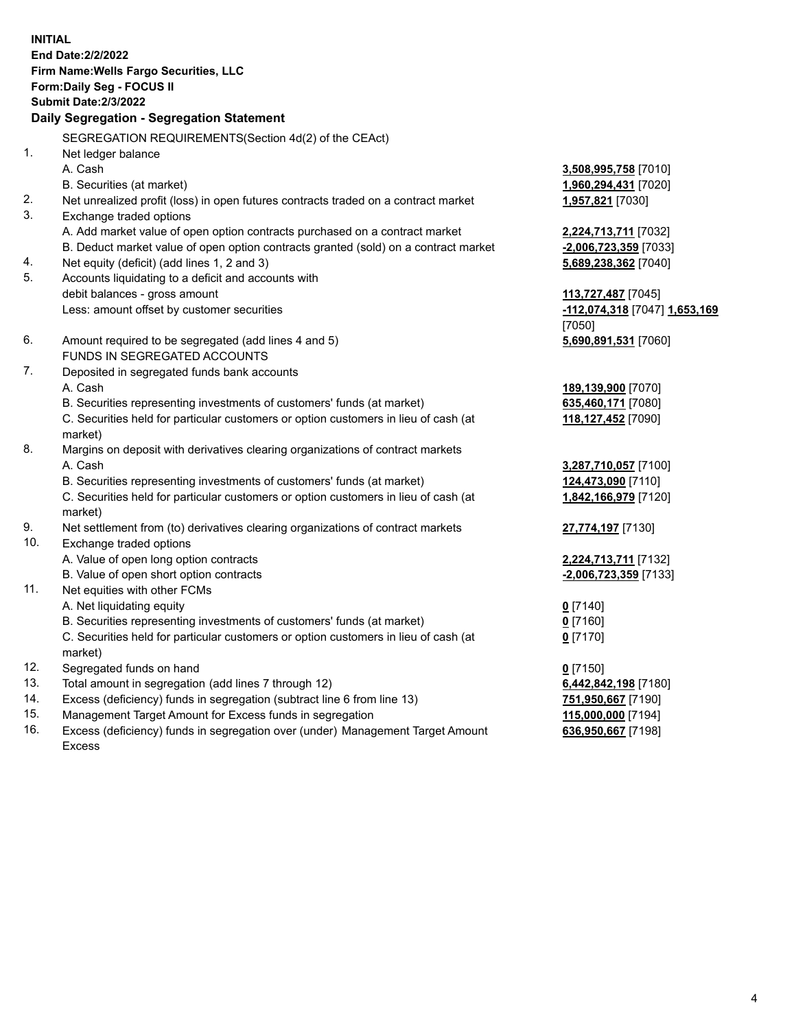**INITIAL**
**End Date:2/2/2022**
**Firm Name:Wells Fargo Securities, LLC**
**Form:Daily Seg - FOCUS II**
**Submit Date:2/3/2022**

### Daily Segregation - Segregation Statement

| | | |
|---|---|---|
| | SEGREGATION REQUIREMENTS(Section 4d(2) of the CEAct) | |
| 1. | Net ledger balance | |
| | A. Cash | **3,508,995,758** [7010] |
| | B. Securities (at market) | **1,960,294,431** [7020] |
| 2. | Net unrealized profit (loss) in open futures contracts traded on a contract market | **1,957,821** [7030] |
| 3. | Exchange traded options | |
| | A. Add market value of open option contracts purchased on a contract market | **2,224,713,711** [7032] |
| | B. Deduct market value of open option contracts granted (sold) on a contract market | **-2,006,723,359** [7033] |
| 4. | Net equity (deficit) (add lines 1, 2 and 3) | **5,689,238,362** [7040] |
| 5. | Accounts liquidating to a deficit and accounts with debit balances - gross amount | **113,727,487** [7045] |
| | Less: amount offset by customer securities | **-112,074,318** [7047] **1,653,169** [7050] |
| 6. | Amount required to be segregated (add lines 4 and 5) | **5,690,891,531** [7060] |
| | FUNDS IN SEGREGATED ACCOUNTS | |
| 7. | Deposited in segregated funds bank accounts | |
| | A. Cash | **189,139,900** [7070] |
| | B. Securities representing investments of customers' funds (at market) | **635,460,171** [7080] |
| | C. Securities held for particular customers or option customers in lieu of cash (at market) | **118,127,452** [7090] |
| 8. | Margins on deposit with derivatives clearing organizations of contract markets | |
| | A. Cash | **3,287,710,057** [7100] |
| | B. Securities representing investments of customers' funds (at market) | **124,473,090** [7110] |
| | C. Securities held for particular customers or option customers in lieu of cash (at market) | **1,842,166,979** [7120] |
| 9. | Net settlement from (to) derivatives clearing organizations of contract markets | **27,774,197** [7130] |
| 10. | Exchange traded options | |
| | A. Value of open long option contracts | **2,224,713,711** [7132] |
| | B. Value of open short option contracts | **-2,006,723,359** [7133] |
| 11. | Net equities with other FCMs | |
| | A. Net liquidating equity | **0** [7140] |
| | B. Securities representing investments of customers' funds (at market) | **0** [7160] |
| | C. Securities held for particular customers or option customers in lieu of cash (at market) | **0** [7170] |
| 12. | Segregated funds on hand | **0** [7150] |
| 13. | Total amount in segregation (add lines 7 through 12) | **6,442,842,198** [7180] |
| 14. | Excess (deficiency) funds in segregation (subtract line 6 from line 13) | **751,950,667** [7190] |
| 15. | Management Target Amount for Excess funds in segregation | **115,000,000** [7194] |
| 16. | Excess (deficiency) funds in segregation over (under) Management Target Amount Excess | **636,950,667** [7198] |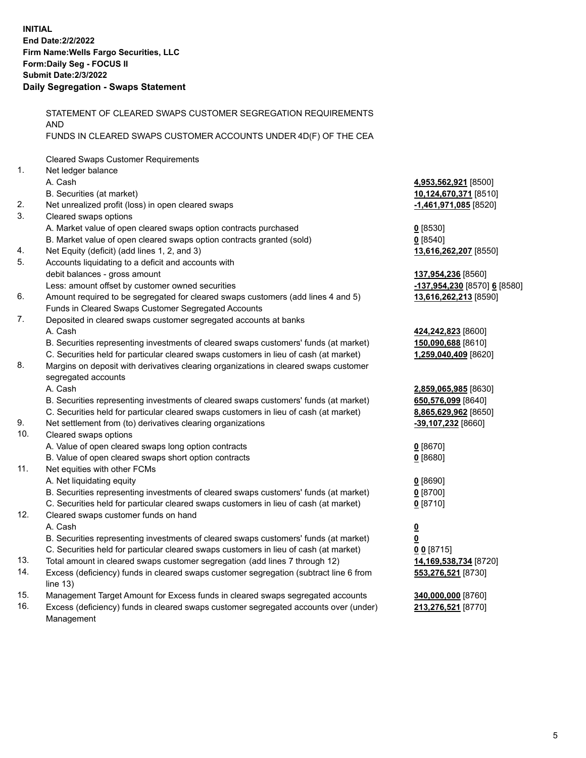**INITIAL**
**End Date:2/2/2022**
**Firm Name:Wells Fargo Securities, LLC**
**Form:Daily Seg - FOCUS II**
**Submit Date:2/3/2022**
**Daily Segregation - Swaps Statement**

STATEMENT OF CLEARED SWAPS CUSTOMER SEGREGATION REQUIREMENTS AND FUNDS IN CLEARED SWAPS CUSTOMER ACCOUNTS UNDER 4D(F) OF THE CEA

| | | |
|---|---|---|
| | Cleared Swaps Customer Requirements | |
| 1. | Net ledger balance | |
| | A. Cash | **4,953,562,921** [8500] |
| | B. Securities (at market) | **10,124,670,371** [8510] |
| 2. | Net unrealized profit (loss) in open cleared swaps | **-1,461,971,085** [8520] |
| 3. | Cleared swaps options | |
| | A. Market value of open cleared swaps option contracts purchased | **0** [8530] |
| | B. Market value of open cleared swaps option contracts granted (sold) | **0** [8540] |
| 4. | Net Equity (deficit) (add lines 1, 2, and 3) | **13,616,262,207** [8550] |
| 5. | Accounts liquidating to a deficit and accounts with debit balances - gross amount | **137,954,236** [8560] |
| | Less: amount offset by customer owned securities | **-137,954,230** [8570] **6** [8580] |
| 6. | Amount required to be segregated for cleared swaps customers (add lines 4 and 5) | **13,616,262,213** [8590] |
| | Funds in Cleared Swaps Customer Segregated Accounts | |
| 7. | Deposited in cleared swaps customer segregated accounts at banks | |
| | A. Cash | **424,242,823** [8600] |
| | B. Securities representing investments of cleared swaps customers' funds (at market) | **150,090,688** [8610] |
| | C. Securities held for particular cleared swaps customers in lieu of cash (at market) | **1,259,040,409** [8620] |
| 8. | Margins on deposit with derivatives clearing organizations in cleared swaps customer segregated accounts | |
| | A. Cash | **2,859,065,985** [8630] |
| | B. Securities representing investments of cleared swaps customers' funds (at market) | **650,576,099** [8640] |
| | C. Securities held for particular cleared swaps customers in lieu of cash (at market) | **8,865,629,962** [8650] |
| 9. | Net settlement from (to) derivatives clearing organizations | **-39,107,232** [8660] |
| 10. | Cleared swaps options | |
| | A. Value of open cleared swaps long option contracts | **0** [8670] |
| | B. Value of open cleared swaps short option contracts | **0** [8680] |
| 11. | Net equities with other FCMs | |
| | A. Net liquidating equity | **0** [8690] |
| | B. Securities representing investments of cleared swaps customers' funds (at market) | **0** [8700] |
| | C. Securities held for particular cleared swaps customers in lieu of cash (at market) | **0** [8710] |
| 12. | Cleared swaps customer funds on hand | |
| | A. Cash | **0** |
| | B. Securities representing investments of cleared swaps customers' funds (at market) | **0** |
| | C. Securities held for particular cleared swaps customers in lieu of cash (at market) | **0** **0** [8715] |
| 13. | Total amount in cleared swaps customer segregation (add lines 7 through 12) | **14,169,538,734** [8720] |
| 14. | Excess (deficiency) funds in cleared swaps customer segregation (subtract line 6 from line 13) | **553,276,521** [8730] |
| 15. | Management Target Amount for Excess funds in cleared swaps segregated accounts | **340,000,000** [8760] |
| 16. | Excess (deficiency) funds in cleared swaps customer segregated accounts over (under) Management | **213,276,521** [8770] |